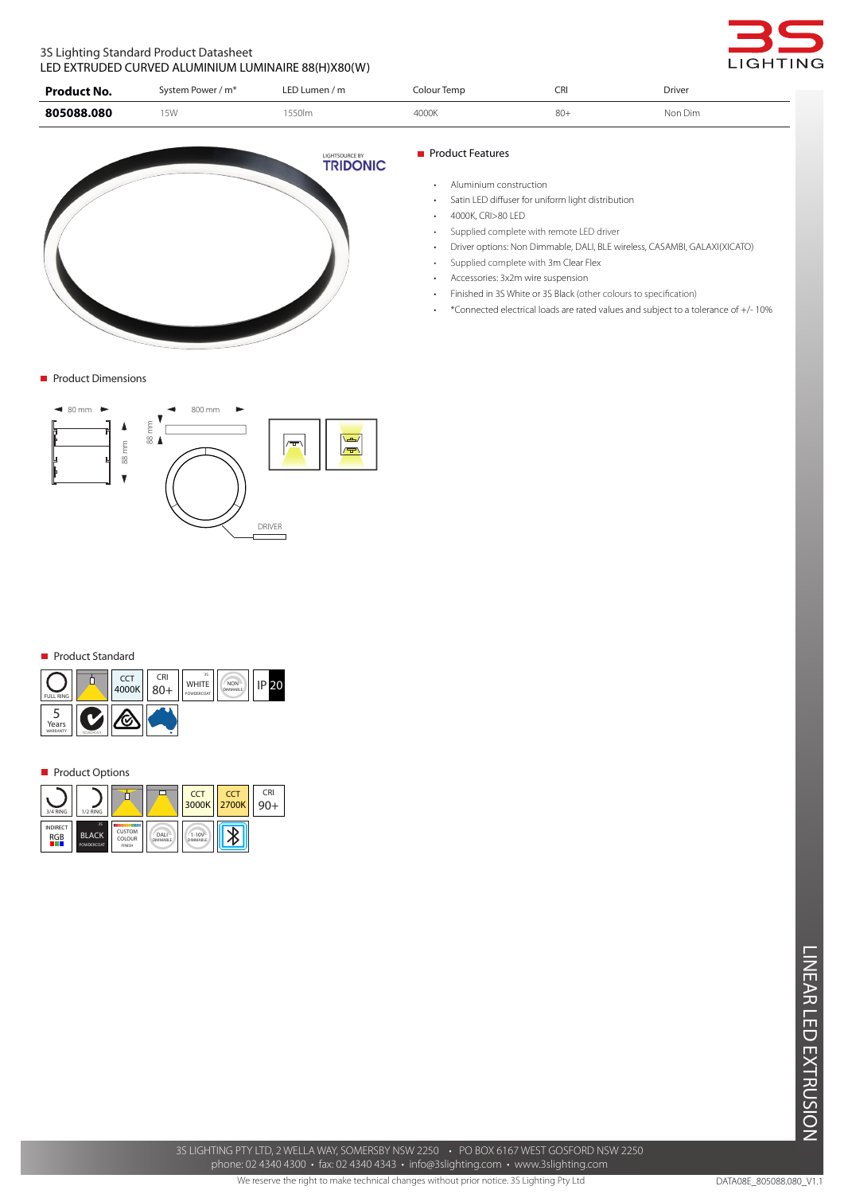3S Lighting Standard Product Datasheet
LED EXTRUDED CURVED ALUMINIUM LUMINAIRE 88(H)X80(W)

| Product No. | System Power / m* | LED Lumen / m | Colour Temp | CRI | Driver |
|---|---|---|---|---|---|
| **805088.080** | 15W | 1550lm | 4000K | 80+ | Non Dim |

LIGHTSOURCE BY TRIDONIC

## Product Features

- Aluminium construction
- Satin LED diffuser for uniform light distribution
- 4000K, CRI>80 LED
- Supplied complete with remote LED driver
- Driver options: Non Dimmable, DALI, BLE wireless, CASAMBI, GALAXI(XICATO)
- Supplied complete with 3m Clear Flex
- Accessories: 3x2m wire suspension
- Finished in 3S White or 3S Black (other colours to specification)
- *Connected electrical loads are rated values and subject to a tolerance of +/- 10%

## Product Dimensions

80 mm
88 mm
800 mm
88 mm
DRIVER

## Product Standard

FULL RING | CCT 4000K | CRI 80+ | 3S WHITE POWDERCOAT | NON DIMMABLE | IP 20 | 5 Years WARRANTY

## Product Options

3/4 RING | 1/2 RING | CCT 3000K | CCT 2700K | CRI 90+ | INDIRECT RGB | 3S BLACK POWDERCOAT | CUSTOM COLOUR FINISH | DALI DIMMABLE | 1-10V DIMMABLE

LINEAR LED EXTRUSION

3S LIGHTING PTY LTD, 2 WELLA WAY, SOMERSBY NSW 2250 • PO BOX 6167 WEST GOSFORD NSW 2250
phone: 02 4340 4300 • fax: 02 4340 4343 • info@3slighting.com • www.3slighting.com

We reserve the right to make technical changes without prior notice. 3S Lighting Pty Ltd

DATA08E_805088.080_V1.1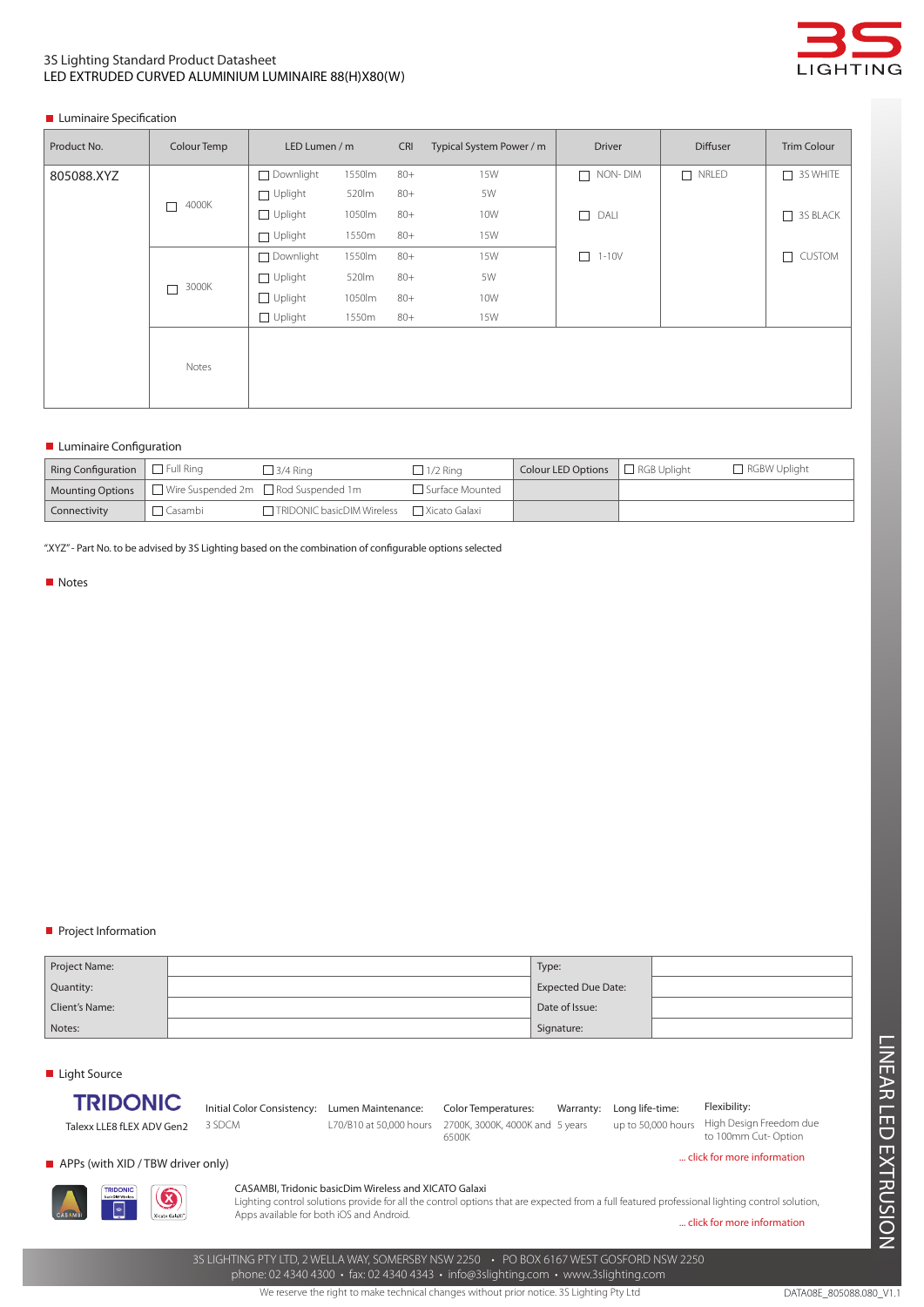3S Lighting Standard Product Datasheet
LED EXTRUDED CURVED ALUMINIUM LUMINAIRE 88(H)X80(W)

## Luminaire Specification

| Product No. | Colour Temp | LED Lumen / m | | CRI | Typical System Power / m | Driver | Diffuser | Trim Colour |
|---|---|---|---|---|---|---|---|---|
| 805088.XYZ | ☐ 4000K | ☐ Downlight | 1550lm | 80+ | 15W | ☐ NON- DIM | ☐ NRLED | ☐ 3S WHITE |
| | | ☐ Uplight | 520lm | 80+ | 5W | | | |
| | | ☐ Uplight | 1050lm | 80+ | 10W | ☐ DALI | | ☐ 3S BLACK |
| | | ☐ Uplight | 1550lm | 80+ | 15W | | | |
| | ☐ 3000K | ☐ Downlight | 1550lm | 80+ | 15W | ☐ 1-10V | | ☐ CUSTOM |
| | | ☐ Uplight | 520lm | 80+ | 5W | | | |
| | | ☐ Uplight | 1050lm | 80+ | 10W | | | |
| | | ☐ Uplight | 1550lm | 80+ | 15W | | | |
| | Notes | | | | | | | |

## Luminaire Configuration

| | | | | | | |
|---|---|---|---|---|---|---|
| Ring Configuration | ☐ Full Ring | ☐ 3/4 Ring | ☐ 1/2 Ring | Colour LED Options | ☐ RGB Uplight | ☐ RGBW Uplight |
| Mounting Options | ☐ Wire Suspended 2m | ☐ Rod Suspended 1m | ☐ Surface Mounted | | | |
| Connectivity | ☐ Casambi | ☐ TRIDONIC basicDIM Wireless | ☐ Xicato Galaxi | | | |

"XYZ" - Part No. to be advised by 3S Lighting based on the combination of configurable options selected

## Notes

## Project Information

| | | | |
|---|---|---|---|
| Project Name: | | Type: | |
| Quantity: | | Expected Due Date: | |
| Client's Name: | | Date of Issue: | |
| Notes: | | Signature: | |

## Light Source

TRIDONIC
Talexx LLE8 fLEX ADV Gen2

| Initial Color Consistency: | Lumen Maintenance: | Color Temperatures: | Warranty: | Long life-time: | Flexibility: |
|---|---|---|---|---|---|
| 3 SDCM | L70/B10 at 50,000 hours | 2700K, 3000K, 4000K and 6500K | 5 years | up to 50,000 hours | High Design Freedom due to 100mm Cut- Option |

... click for more information

## APPs (with XID / TBW driver only)

CASAMBI, Tridonic basicDim Wireless and XICATO Galaxi
Lighting control solutions provide for all the control options that are expected from a full featured professional lighting control solution, Apps available for both iOS and Android.

... click for more information

LINEAR LED EXTRUSION

3S LIGHTING PTY LTD, 2 WELLA WAY, SOMERSBY NSW 2250 • PO BOX 6167 WEST GOSFORD NSW 2250
phone: 02 4340 4300 • fax: 02 4340 4343 • info@3slighting.com • www.3slighting.com

We reserve the right to make technical changes without prior notice. 3S Lighting Pty Ltd

DATA08E_805088.080_V1.1